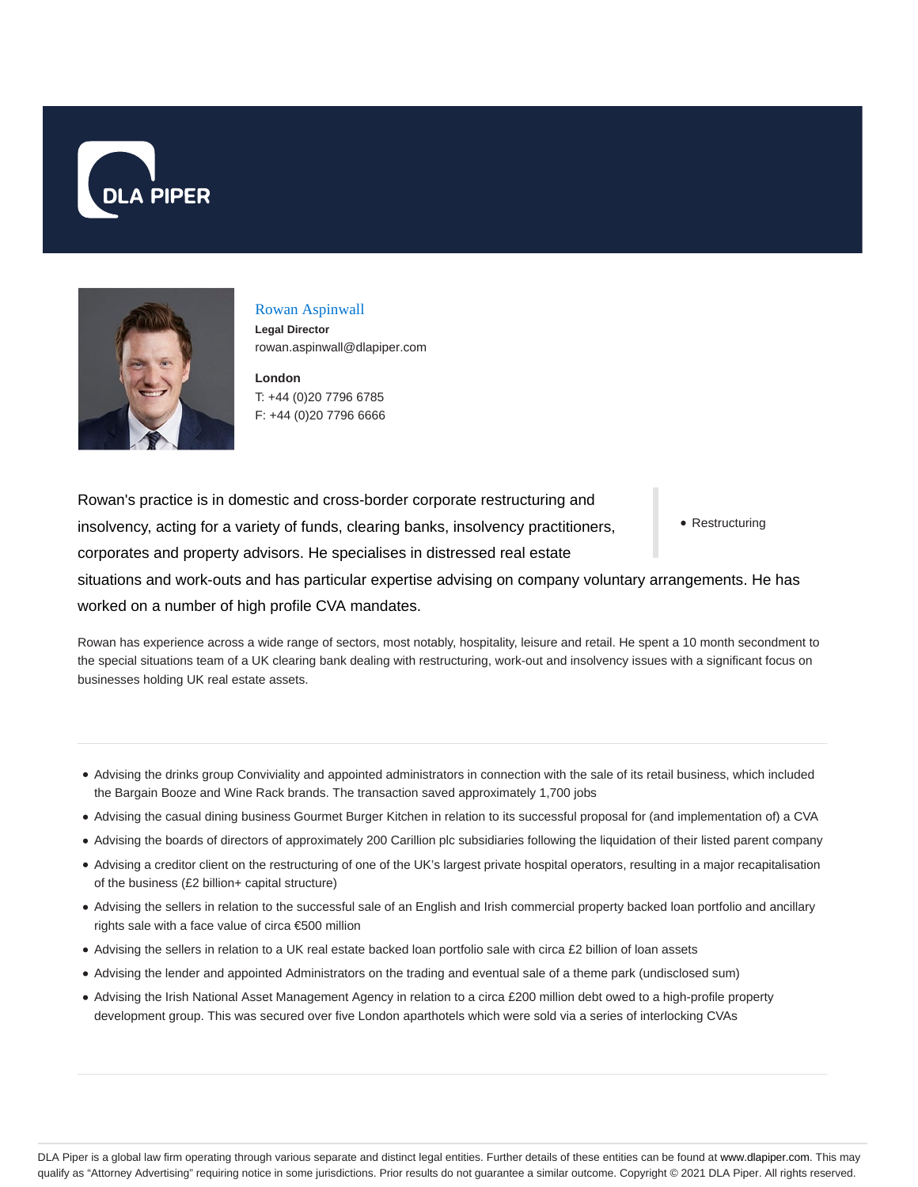# Rowan Aspinwall

**Legal Director**
rowan.aspinwall@dlapiper.com

**London**
T: +44 (0)20 7796 6785
F: +44 (0)20 7796 6666

- Restructuring

Rowan's practice is in domestic and cross-border corporate restructuring and insolvency, acting for a variety of funds, clearing banks, insolvency practitioners, corporates and property advisors. He specialises in distressed real estate situations and work-outs and has particular expertise advising on company voluntary arrangements. He has worked on a number of high profile CVA mandates.

Rowan has experience across a wide range of sectors, most notably, hospitality, leisure and retail. He spent a 10 month secondment to the special situations team of a UK clearing bank dealing with restructuring, work-out and insolvency issues with a significant focus on businesses holding UK real estate assets.

- Advising the drinks group Conviviality and appointed administrators in connection with the sale of its retail business, which included the Bargain Booze and Wine Rack brands. The transaction saved approximately 1,700 jobs
- Advising the casual dining business Gourmet Burger Kitchen in relation to its successful proposal for (and implementation of) a CVA
- Advising the boards of directors of approximately 200 Carillion plc subsidiaries following the liquidation of their listed parent company
- Advising a creditor client on the restructuring of one of the UK's largest private hospital operators, resulting in a major recapitalisation of the business (£2 billion+ capital structure)
- Advising the sellers in relation to the successful sale of an English and Irish commercial property backed loan portfolio and ancillary rights sale with a face value of circa €500 million
- Advising the sellers in relation to a UK real estate backed loan portfolio sale with circa £2 billion of loan assets
- Advising the lender and appointed Administrators on the trading and eventual sale of a theme park (undisclosed sum)
- Advising the Irish National Asset Management Agency in relation to a circa £200 million debt owed to a high-profile property development group. This was secured over five London aparthotels which were sold via a series of interlocking CVAs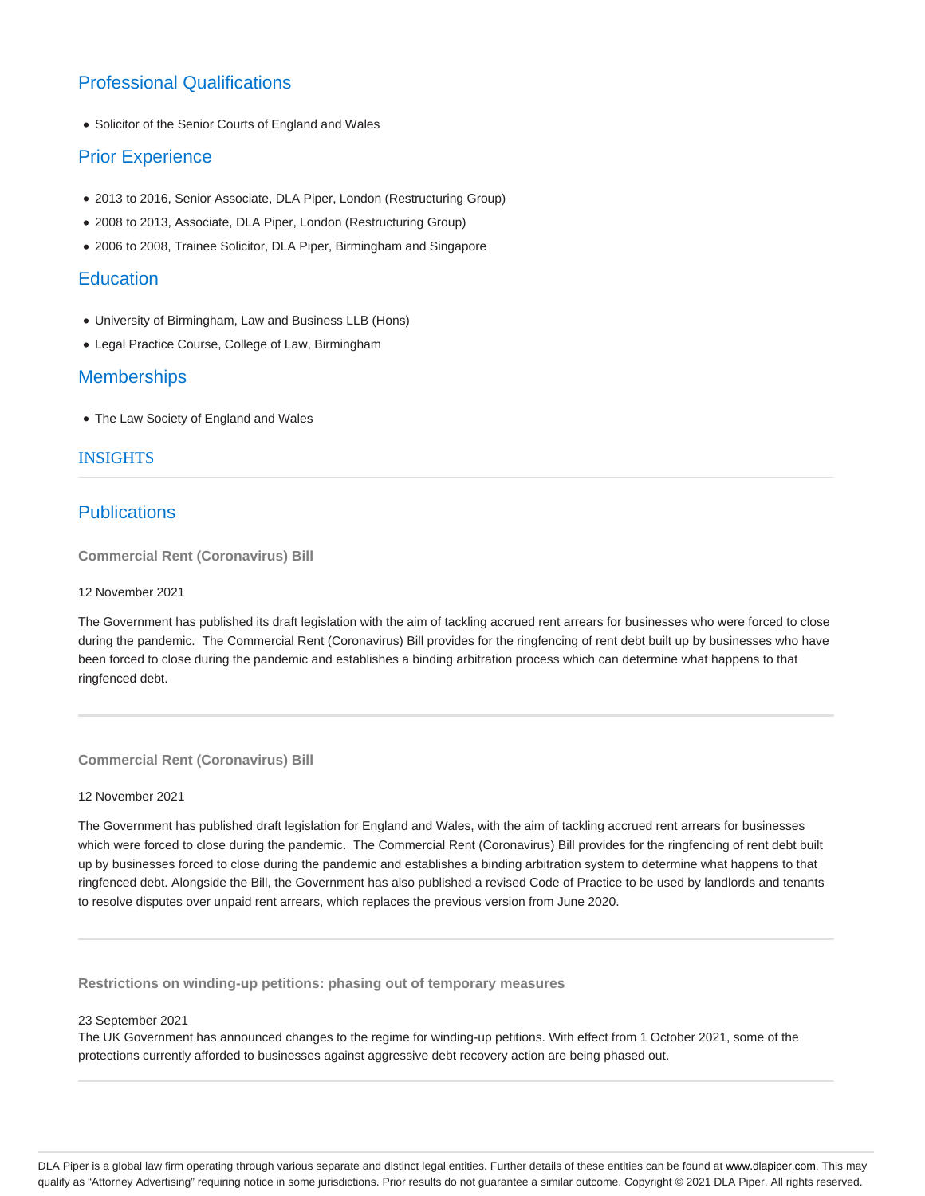## Professional Qualifications

- Solicitor of the Senior Courts of England and Wales

## Prior Experience

- 2013 to 2016, Senior Associate, DLA Piper, London (Restructuring Group)
- 2008 to 2013, Associate, DLA Piper, London (Restructuring Group)
- 2006 to 2008, Trainee Solicitor, DLA Piper, Birmingham and Singapore

## Education

- University of Birmingham, Law and Business LLB (Hons)
- Legal Practice Course, College of Law, Birmingham

## Memberships

- The Law Society of England and Wales

## INSIGHTS

## Publications

**Commercial Rent (Coronavirus) Bill**

12 November 2021

The Government has published its draft legislation with the aim of tackling accrued rent arrears for businesses who were forced to close during the pandemic. The Commercial Rent (Coronavirus) Bill provides for the ringfencing of rent debt built up by businesses who have been forced to close during the pandemic and establishes a binding arbitration process which can determine what happens to that ringfenced debt.

---

**Commercial Rent (Coronavirus) Bill**

12 November 2021

The Government has published draft legislation for England and Wales, with the aim of tackling accrued rent arrears for businesses which were forced to close during the pandemic. The Commercial Rent (Coronavirus) Bill provides for the ringfencing of rent debt built up by businesses forced to close during the pandemic and establishes a binding arbitration system to determine what happens to that ringfenced debt. Alongside the Bill, the Government has also published a revised Code of Practice to be used by landlords and tenants to resolve disputes over unpaid rent arrears, which replaces the previous version from June 2020.

---

**Restrictions on winding-up petitions: phasing out of temporary measures**

23 September 2021

The UK Government has announced changes to the regime for winding-up petitions. With effect from 1 October 2021, some of the protections currently afforded to businesses against aggressive debt recovery action are being phased out.

---

DLA Piper is a global law firm operating through various separate and distinct legal entities. Further details of these entities can be found at www.dlapiper.com. This may qualify as "Attorney Advertising" requiring notice in some jurisdictions. Prior results do not guarantee a similar outcome. Copyright © 2021 DLA Piper. All rights reserved.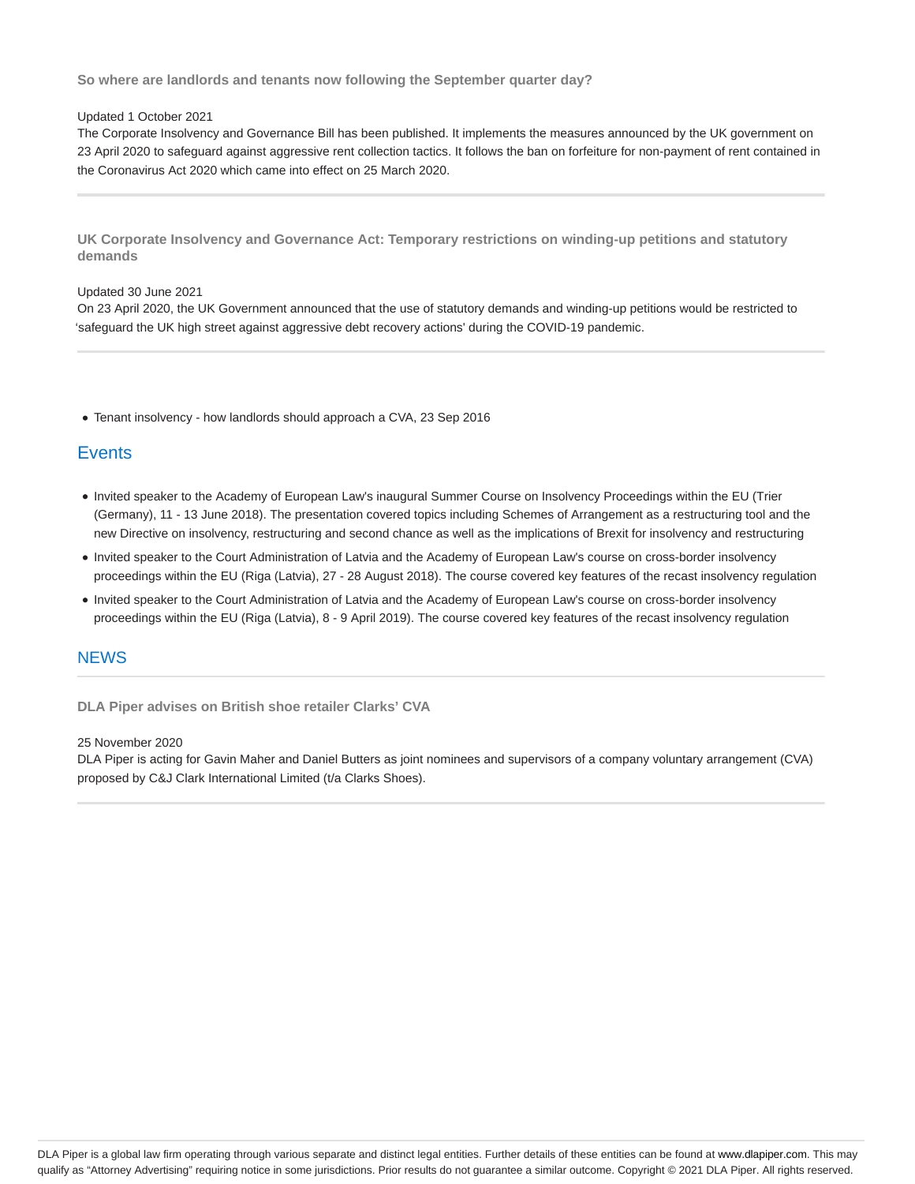**So where are landlords and tenants now following the September quarter day?**

Updated 1 October 2021
The Corporate Insolvency and Governance Bill has been published. It implements the measures announced by the UK government on 23 April 2020 to safeguard against aggressive rent collection tactics. It follows the ban on forfeiture for non-payment of rent contained in the Coronavirus Act 2020 which came into effect on 25 March 2020.

---

**UK Corporate Insolvency and Governance Act: Temporary restrictions on winding-up petitions and statutory demands**

Updated 30 June 2021
On 23 April 2020, the UK Government announced that the use of statutory demands and winding-up petitions would be restricted to 'safeguard the UK high street against aggressive debt recovery actions' during the COVID-19 pandemic.

---

- Tenant insolvency - how landlords should approach a CVA, 23 Sep 2016

## Events

- Invited speaker to the Academy of European Law's inaugural Summer Course on Insolvency Proceedings within the EU (Trier (Germany), 11 - 13 June 2018). The presentation covered topics including Schemes of Arrangement as a restructuring tool and the new Directive on insolvency, restructuring and second chance as well as the implications of Brexit for insolvency and restructuring
- Invited speaker to the Court Administration of Latvia and the Academy of European Law's course on cross-border insolvency proceedings within the EU (Riga (Latvia), 27 - 28 August 2018). The course covered key features of the recast insolvency regulation
- Invited speaker to the Court Administration of Latvia and the Academy of European Law's course on cross-border insolvency proceedings within the EU (Riga (Latvia), 8 - 9 April 2019). The course covered key features of the recast insolvency regulation

## NEWS

---

**DLA Piper advises on British shoe retailer Clarks' CVA**

25 November 2020
DLA Piper is acting for Gavin Maher and Daniel Butters as joint nominees and supervisors of a company voluntary arrangement (CVA) proposed by C&J Clark International Limited (t/a Clarks Shoes).

---

DLA Piper is a global law firm operating through various separate and distinct legal entities. Further details of these entities can be found at www.dlapiper.com. This may qualify as "Attorney Advertising" requiring notice in some jurisdictions. Prior results do not guarantee a similar outcome. Copyright © 2021 DLA Piper. All rights reserved.